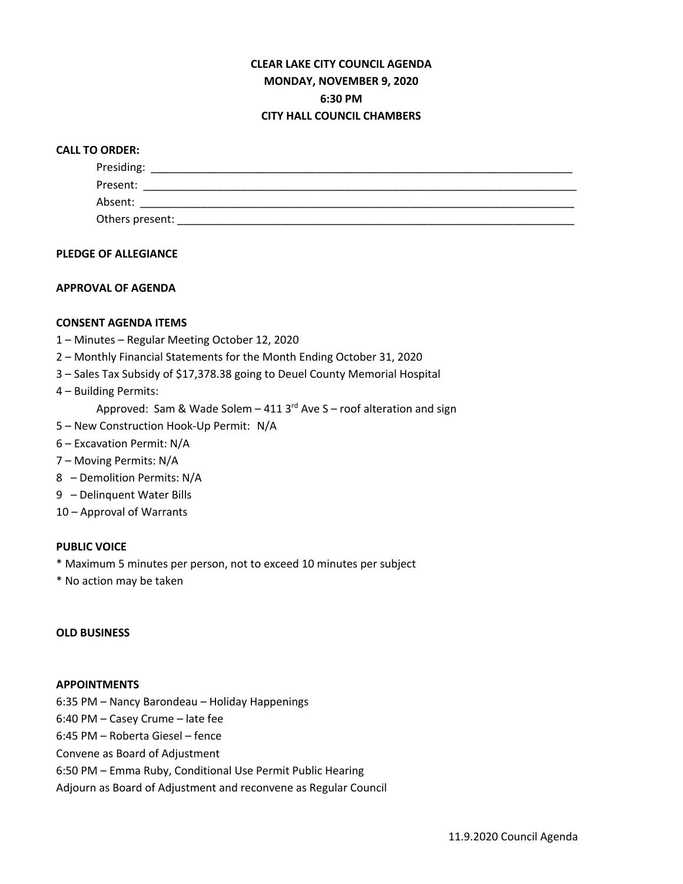# CLEAR LAKE CITY COUNCIL AGENDA
## MONDAY, NOVEMBER 9, 2020
## 6:30 PM
## CITY HALL COUNCIL CHAMBERS

**CALL TO ORDER:**

Presiding: ______________________________

Present: ______________________________

Absent: ______________________________

Others present: ______________________________

**PLEDGE OF ALLEGIANCE**

**APPROVAL OF AGENDA**

**CONSENT AGENDA ITEMS**

1 – Minutes – Regular Meeting October 12, 2020
2 – Monthly Financial Statements for the Month Ending October 31, 2020
3 – Sales Tax Subsidy of $17,378.38 going to Deuel County Memorial Hospital
4 – Building Permits:
    Approved: Sam & Wade Solem – 411 3rd Ave S – roof alteration and sign
5 – New Construction Hook-Up Permit: N/A
6 – Excavation Permit: N/A
7 – Moving Permits: N/A
8 – Demolition Permits: N/A
9 – Delinquent Water Bills
10 – Approval of Warrants

**PUBLIC VOICE**

* Maximum 5 minutes per person, not to exceed 10 minutes per subject
* No action may be taken

**OLD BUSINESS**

**APPOINTMENTS**

6:35 PM – Nancy Barondeau – Holiday Happenings
6:40 PM – Casey Crume – late fee
6:45 PM – Roberta Giesel – fence
Convene as Board of Adjustment
6:50 PM – Emma Ruby, Conditional Use Permit Public Hearing
Adjourn as Board of Adjustment and reconvene as Regular Council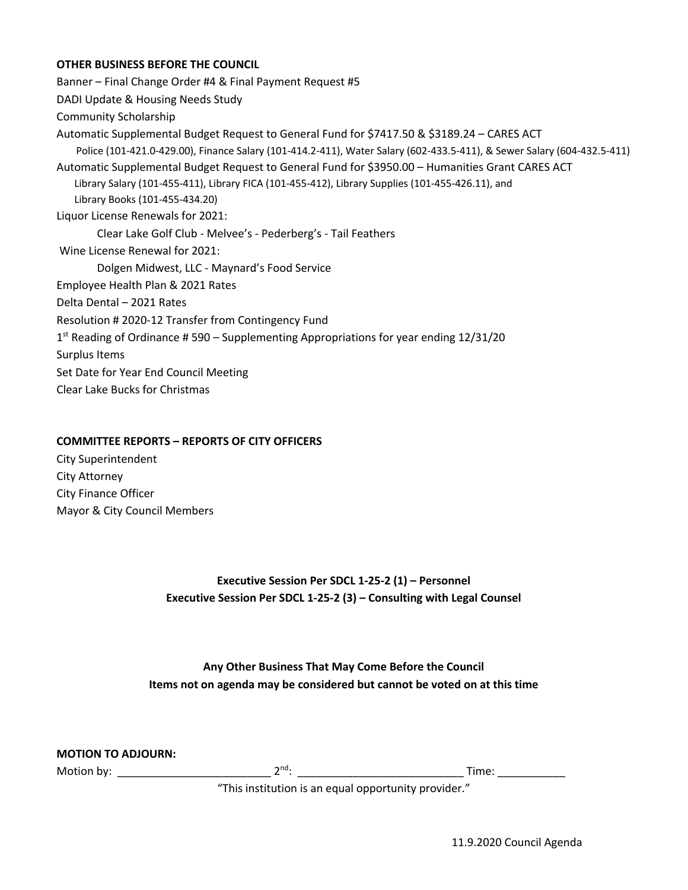**OTHER BUSINESS BEFORE THE COUNCIL**

Banner – Final Change Order #4 & Final Payment Request #5

DADI Update & Housing Needs Study

Community Scholarship

Automatic Supplemental Budget Request to General Fund for $7417.50 & $3189.24 – CARES ACT

Police (101-421.0-429.00), Finance Salary (101-414.2-411), Water Salary (602-433.5-411), & Sewer Salary (604-432.5-411)

Automatic Supplemental Budget Request to General Fund for $3950.00 – Humanities Grant CARES ACT

Library Salary (101-455-411), Library FICA (101-455-412), Library Supplies (101-455-426.11), and Library Books (101-455-434.20)

Liquor License Renewals for 2021:

Clear Lake Golf Club - Melvee's - Pederberg's - Tail Feathers

Wine License Renewal for 2021:

Dolgen Midwest, LLC - Maynard's Food Service

Employee Health Plan & 2021 Rates

Delta Dental – 2021 Rates

Resolution # 2020-12 Transfer from Contingency Fund

1st Reading of Ordinance # 590 – Supplementing Appropriations for year ending 12/31/20

Surplus Items

Set Date for Year End Council Meeting

Clear Lake Bucks for Christmas

**COMMITTEE REPORTS – REPORTS OF CITY OFFICERS**

City Superintendent

City Attorney

City Finance Officer

Mayor & City Council Members

**Executive Session Per SDCL 1-25-2 (1) – Personnel**

**Executive Session Per SDCL 1-25-2 (3) – Consulting with Legal Counsel**

**Any Other Business That May Come Before the Council**

**Items not on agenda may be considered but cannot be voted on at this time**

**MOTION TO ADJOURN:**

Motion by: ________________________ 2nd: __________________________ Time: ___________

"This institution is an equal opportunity provider."

11.9.2020 Council Agenda